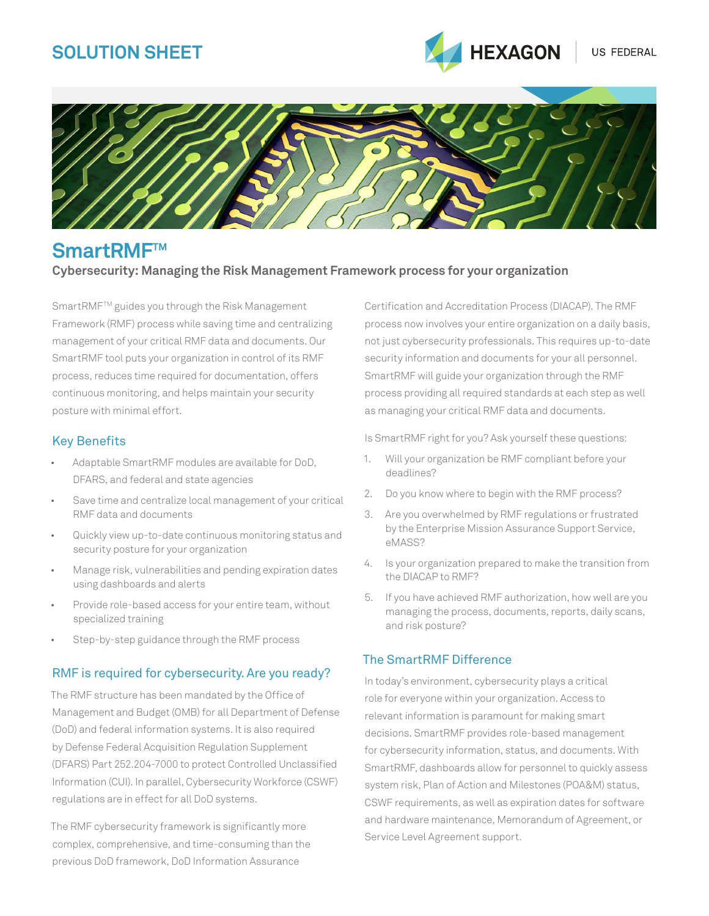SOLUTION SHEET

HEXAGON | US FEDERAL

# SmartRMF™

## Cybersecurity: Managing the Risk Management Framework process for your organization

SmartRMF™ guides you through the Risk Management Framework (RMF) process while saving time and centralizing management of your critical RMF data and documents. Our SmartRMF tool puts your organization in control of its RMF process, reduces time required for documentation, offers continuous monitoring, and helps maintain your security posture with minimal effort.

### Key Benefits

- Adaptable SmartRMF modules are available for DoD, DFARS, and federal and state agencies
- Save time and centralize local management of your critical RMF data and documents
- Quickly view up-to-date continuous monitoring status and security posture for your organization
- Manage risk, vulnerabilities and pending expiration dates using dashboards and alerts
- Provide role-based access for your entire team, without specialized training
- Step-by-step guidance through the RMF process

### RMF is required for cybersecurity. Are you ready?

The RMF structure has been mandated by the Office of Management and Budget (OMB) for all Department of Defense (DoD) and federal information systems. It is also required by Defense Federal Acquisition Regulation Supplement (DFARS) Part 252.204-7000 to protect Controlled Unclassified Information (CUI). In parallel, Cybersecurity Workforce (CSWF) regulations are in effect for all DoD systems.

The RMF cybersecurity framework is significantly more complex, comprehensive, and time-consuming than the previous DoD framework, DoD Information Assurance Certification and Accreditation Process (DIACAP). The RMF process now involves your entire organization on a daily basis, not just cybersecurity professionals. This requires up-to-date security information and documents for your all personnel. SmartRMF will guide your organization through the RMF process providing all required standards at each step as well as managing your critical RMF data and documents.

Is SmartRMF right for you? Ask yourself these questions:

1. Will your organization be RMF compliant before your deadlines?
2. Do you know where to begin with the RMF process?
3. Are you overwhelmed by RMF regulations or frustrated by the Enterprise Mission Assurance Support Service, eMASS?
4. Is your organization prepared to make the transition from the DIACAP to RMF?
5. If you have achieved RMF authorization, how well are you managing the process, documents, reports, daily scans, and risk posture?

### The SmartRMF Difference

In today's environment, cybersecurity plays a critical role for everyone within your organization. Access to relevant information is paramount for making smart decisions. SmartRMF provides role-based management for cybersecurity information, status, and documents. With SmartRMF, dashboards allow for personnel to quickly assess system risk, Plan of Action and Milestones (POA&M) status, CSWF requirements, as well as expiration dates for software and hardware maintenance, Memorandum of Agreement, or Service Level Agreement support.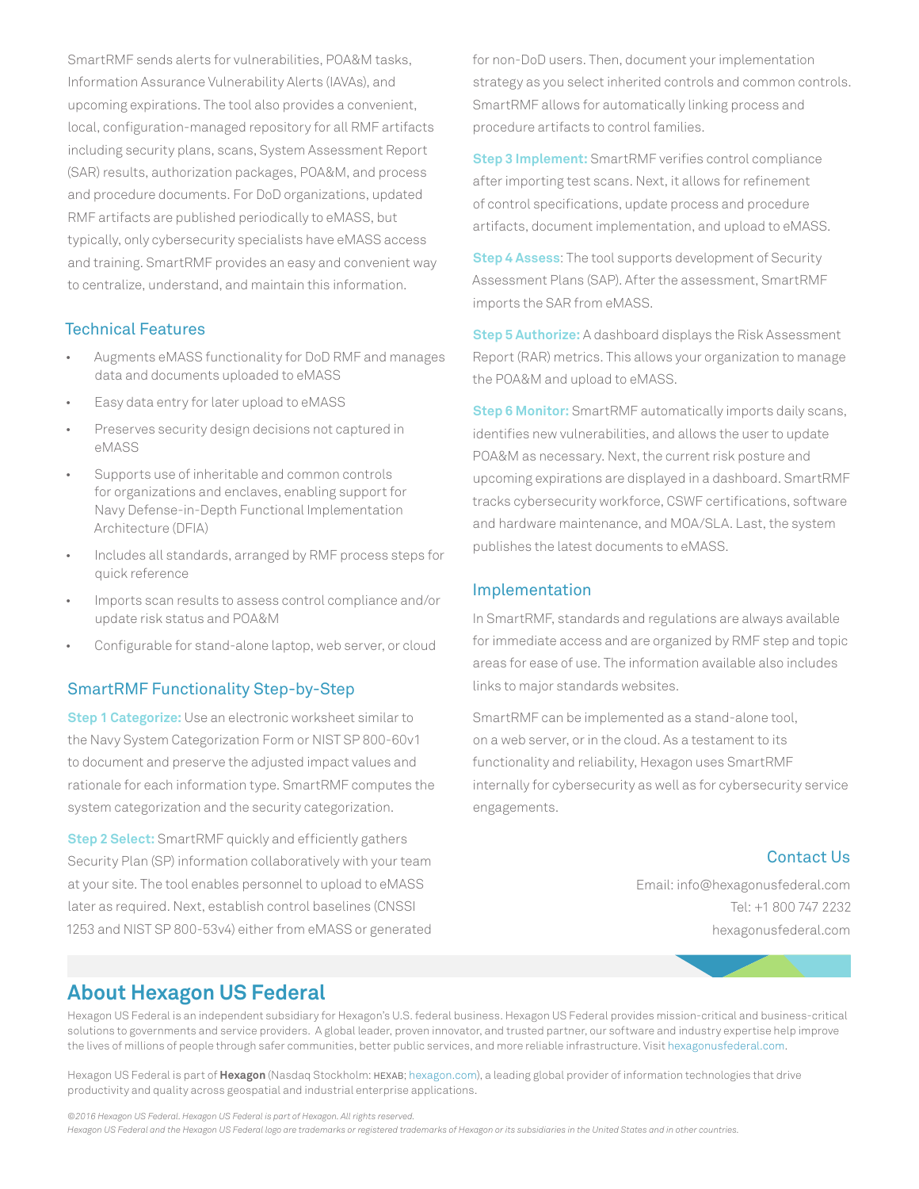SmartRMF sends alerts for vulnerabilities, POA&M tasks, Information Assurance Vulnerability Alerts (IAVAs), and upcoming expirations. The tool also provides a convenient, local, configuration-managed repository for all RMF artifacts including security plans, scans, System Assessment Report (SAR) results, authorization packages, POA&M, and process and procedure documents. For DoD organizations, updated RMF artifacts are published periodically to eMASS, but typically, only cybersecurity specialists have eMASS access and training. SmartRMF provides an easy and convenient way to centralize, understand, and maintain this information.

## Technical Features

- Augments eMASS functionality for DoD RMF and manages data and documents uploaded to eMASS
- Easy data entry for later upload to eMASS
- Preserves security design decisions not captured in eMASS
- Supports use of inheritable and common controls for organizations and enclaves, enabling support for Navy Defense-in-Depth Functional Implementation Architecture (DFIA)
- Includes all standards, arranged by RMF process steps for quick reference
- Imports scan results to assess control compliance and/or update risk status and POA&M
- Configurable for stand-alone laptop, web server, or cloud

## SmartRMF Functionality Step-by-Step

**Step 1 Categorize:** Use an electronic worksheet similar to the Navy System Categorization Form or NIST SP 800-60v1 to document and preserve the adjusted impact values and rationale for each information type. SmartRMF computes the system categorization and the security categorization.

**Step 2 Select:** SmartRMF quickly and efficiently gathers Security Plan (SP) information collaboratively with your team at your site. The tool enables personnel to upload to eMASS later as required. Next, establish control baselines (CNSSI 1253 and NIST SP 800-53v4) either from eMASS or generated for non-DoD users. Then, document your implementation strategy as you select inherited controls and common controls. SmartRMF allows for automatically linking process and procedure artifacts to control families.

**Step 3 Implement:** SmartRMF verifies control compliance after importing test scans. Next, it allows for refinement of control specifications, update process and procedure artifacts, document implementation, and upload to eMASS.

**Step 4 Assess**: The tool supports development of Security Assessment Plans (SAP). After the assessment, SmartRMF imports the SAR from eMASS.

**Step 5 Authorize:** A dashboard displays the Risk Assessment Report (RAR) metrics. This allows your organization to manage the POA&M and upload to eMASS.

**Step 6 Monitor:** SmartRMF automatically imports daily scans, identifies new vulnerabilities, and allows the user to update POA&M as necessary. Next, the current risk posture and upcoming expirations are displayed in a dashboard. SmartRMF tracks cybersecurity workforce, CSWF certifications, software and hardware maintenance, and MOA/SLA. Last, the system publishes the latest documents to eMASS.

## Implementation

In SmartRMF, standards and regulations are always available for immediate access and are organized by RMF step and topic areas for ease of use. The information available also includes links to major standards websites.

SmartRMF can be implemented as a stand-alone tool, on a web server, or in the cloud. As a testament to its functionality and reliability, Hexagon uses SmartRMF internally for cybersecurity as well as for cybersecurity service engagements.

## Contact Us

Email: info@hexagonusfederal.com
Tel: +1 800 747 2232
hexagonusfederal.com

# About Hexagon US Federal

Hexagon US Federal is an independent subsidiary for Hexagon's U.S. federal business. Hexagon US Federal provides mission-critical and business-critical solutions to governments and service providers. A global leader, proven innovator, and trusted partner, our software and industry expertise help improve the lives of millions of people through safer communities, better public services, and more reliable infrastructure. Visit hexagonusfederal.com.

Hexagon US Federal is part of **Hexagon** (Nasdaq Stockholm: HEXAB; hexagon.com), a leading global provider of information technologies that drive productivity and quality across geospatial and industrial enterprise applications.

*©2016 Hexagon US Federal. Hexagon US Federal is part of Hexagon. All rights reserved.*
*Hexagon US Federal and the Hexagon US Federal logo are trademarks or registered trademarks of Hexagon or its subsidiaries in the United States and in other countries.*